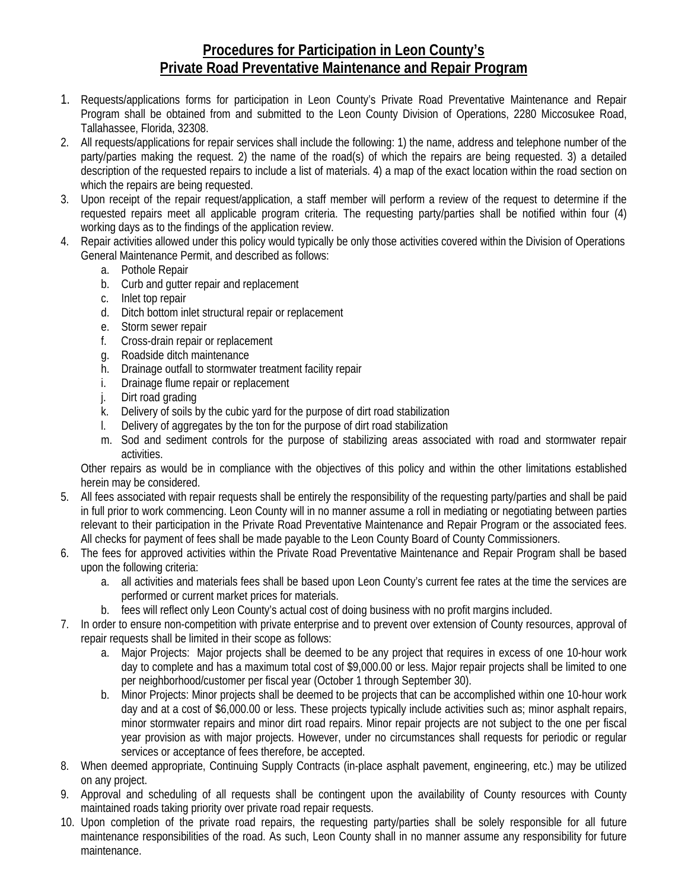# Procedures for Participation in Leon County's Private Road Preventative Maintenance and Repair Program

1. Requests/applications forms for participation in Leon County's Private Road Preventative Maintenance and Repair Program shall be obtained from and submitted to the Leon County Division of Operations, 2280 Miccosukee Road, Tallahassee, Florida, 32308.
2. All requests/applications for repair services shall include the following: 1) the name, address and telephone number of the party/parties making the request. 2) the name of the road(s) of which the repairs are being requested. 3) a detailed description of the requested repairs to include a list of materials. 4) a map of the exact location within the road section on which the repairs are being requested.
3. Upon receipt of the repair request/application, a staff member will perform a review of the request to determine if the requested repairs meet all applicable program criteria. The requesting party/parties shall be notified within four (4) working days as to the findings of the application review.
4. Repair activities allowed under this policy would typically be only those activities covered within the Division of Operations General Maintenance Permit, and described as follows:
   a. Pothole Repair
   b. Curb and gutter repair and replacement
   c. Inlet top repair
   d. Ditch bottom inlet structural repair or replacement
   e. Storm sewer repair
   f. Cross-drain repair or replacement
   g. Roadside ditch maintenance
   h. Drainage outfall to stormwater treatment facility repair
   i. Drainage flume repair or replacement
   j. Dirt road grading
   k. Delivery of soils by the cubic yard for the purpose of dirt road stabilization
   l. Delivery of aggregates by the ton for the purpose of dirt road stabilization
   m. Sod and sediment controls for the purpose of stabilizing areas associated with road and stormwater repair activities.

   Other repairs as would be in compliance with the objectives of this policy and within the other limitations established herein may be considered.
5. All fees associated with repair requests shall be entirely the responsibility of the requesting party/parties and shall be paid in full prior to work commencing. Leon County will in no manner assume a roll in mediating or negotiating between parties relevant to their participation in the Private Road Preventative Maintenance and Repair Program or the associated fees. All checks for payment of fees shall be made payable to the Leon County Board of County Commissioners.
6. The fees for approved activities within the Private Road Preventative Maintenance and Repair Program shall be based upon the following criteria:
   a. all activities and materials fees shall be based upon Leon County's current fee rates at the time the services are performed or current market prices for materials.
   b. fees will reflect only Leon County's actual cost of doing business with no profit margins included.
7. In order to ensure non-competition with private enterprise and to prevent over extension of County resources, approval of repair requests shall be limited in their scope as follows:
   a. Major Projects: Major projects shall be deemed to be any project that requires in excess of one 10-hour work day to complete and has a maximum total cost of $9,000.00 or less. Major repair projects shall be limited to one per neighborhood/customer per fiscal year (October 1 through September 30).
   b. Minor Projects: Minor projects shall be deemed to be projects that can be accomplished within one 10-hour work day and at a cost of $6,000.00 or less. These projects typically include activities such as; minor asphalt repairs, minor stormwater repairs and minor dirt road repairs. Minor repair projects are not subject to the one per fiscal year provision as with major projects. However, under no circumstances shall requests for periodic or regular services or acceptance of fees therefore, be accepted.
8. When deemed appropriate, Continuing Supply Contracts (in-place asphalt pavement, engineering, etc.) may be utilized on any project.
9. Approval and scheduling of all requests shall be contingent upon the availability of County resources with County maintained roads taking priority over private road repair requests.
10. Upon completion of the private road repairs, the requesting party/parties shall be solely responsible for all future maintenance responsibilities of the road. As such, Leon County shall in no manner assume any responsibility for future maintenance.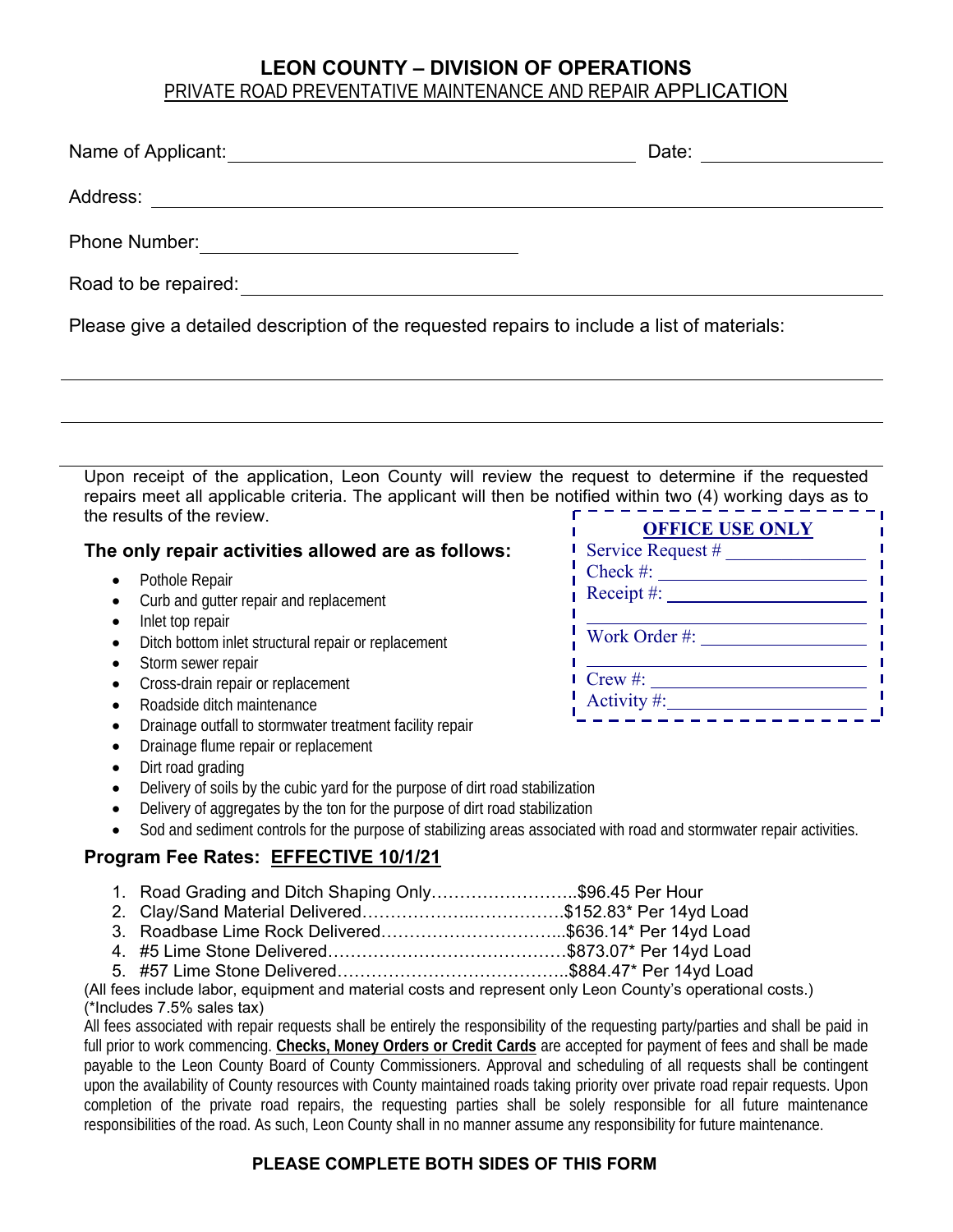# LEON COUNTY – DIVISION OF OPERATIONS

PRIVATE ROAD PREVENTATIVE MAINTENANCE AND REPAIR APPLICATION

Name of Applicant: ______________________________ Date: ______________

Address: ____________________________________________________________

Phone Number: ______________________________

Road to be repaired: ________________________________________________

Please give a detailed description of the requested repairs to include a list of materials:

_____________________________________________________________________

_____________________________________________________________________

_____________________________________________________________________

Upon receipt of the application, Leon County will review the request to determine if the requested repairs meet all applicable criteria. The applicant will then be notified within two (4) working days as to the results of the review.

**OFFICE USE ONLY**

Service Request # ______________

Check #: ______________

Receipt #: ______________

______________

Work Order #: ______________

______________

Crew #: ______________

Activity #: ______________

### The only repair activities allowed are as follows:

- Pothole Repair
- Curb and gutter repair and replacement
- Inlet top repair
- Ditch bottom inlet structural repair or replacement
- Storm sewer repair
- Cross-drain repair or replacement
- Roadside ditch maintenance
- Drainage outfall to stormwater treatment facility repair
- Drainage flume repair or replacement
- Dirt road grading
- Delivery of soils by the cubic yard for the purpose of dirt road stabilization
- Delivery of aggregates by the ton for the purpose of dirt road stabilization
- Sod and sediment controls for the purpose of stabilizing areas associated with road and stormwater repair activities.

### Program Fee Rates: <u>EFFECTIVE 10/1/21</u>

1. Road Grading and Ditch Shaping Only……………………..$96.45 Per Hour
2. Clay/Sand Material Delivered……………….……………..$152.83* Per 14yd Load
3. Roadbase Lime Rock Delivered…………………………...$636.14* Per 14yd Load
4. #5 Lime Stone Delivered……………………………………$873.07* Per 14yd Load
5. #57 Lime Stone Delivered…………………………………..$884.47* Per 14yd Load

(All fees include labor, equipment and material costs and represent only Leon County's operational costs.)
(*Includes 7.5% sales tax)

All fees associated with repair requests shall be entirely the responsibility of the requesting party/parties and shall be paid in full prior to work commencing. **<u>Checks, Money Orders or Credit Cards</u>** are accepted for payment of fees and shall be made payable to the Leon County Board of County Commissioners. Approval and scheduling of all requests shall be contingent upon the availability of County resources with County maintained roads taking priority over private road repair requests. Upon completion of the private road repairs, the requesting parties shall be solely responsible for all future maintenance responsibilities of the road. As such, Leon County shall in no manner assume any responsibility for future maintenance.

**PLEASE COMPLETE BOTH SIDES OF THIS FORM**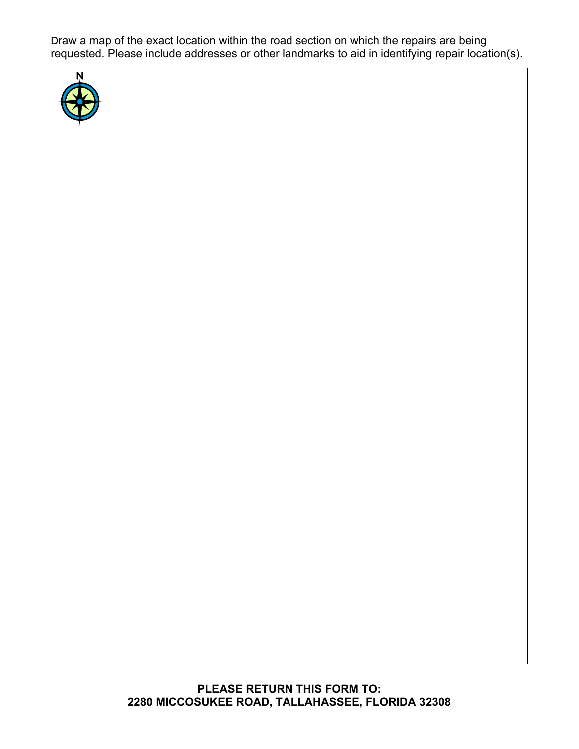Draw a map of the exact location within the road section on which the repairs are being requested. Please include addresses or other landmarks to aid in identifying repair location(s).

N

**PLEASE RETURN THIS FORM TO:**
**2280 MICCOSUKEE ROAD, TALLAHASSEE, FLORIDA 32308**